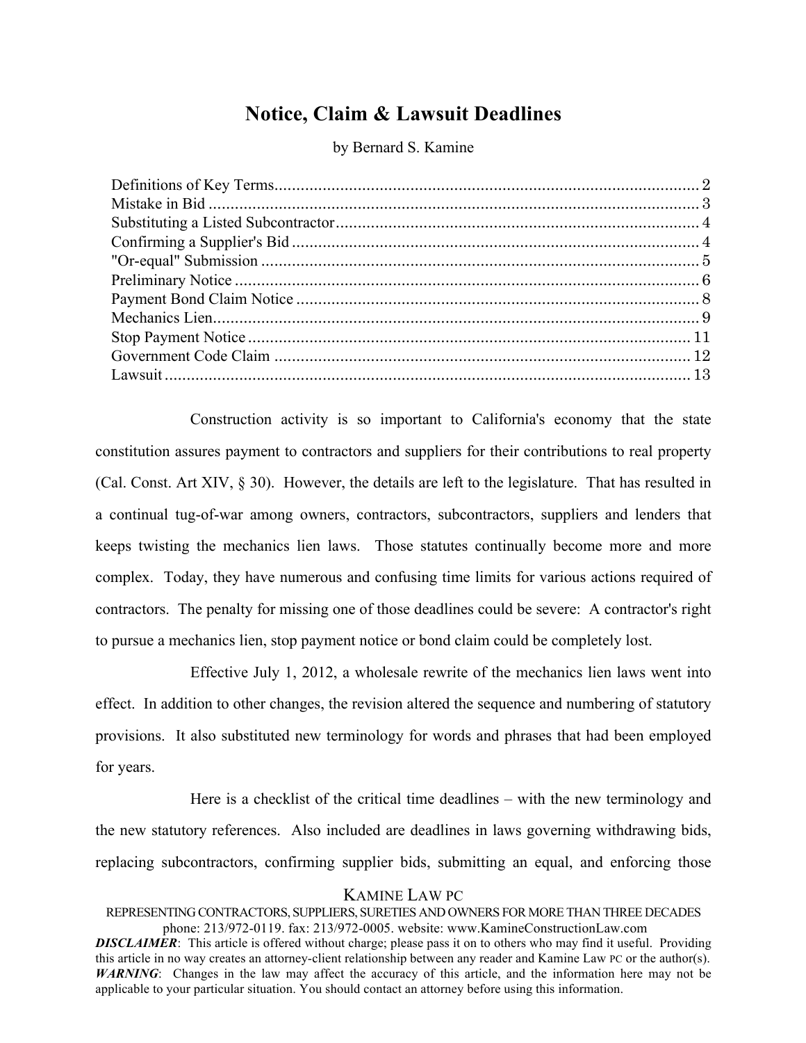# Notice, Claim & Lawsuit Deadlines

by Bernard S. Kamine

| | |
|---|---|
| Definitions of Key Terms | 2 |
| Mistake in Bid | 3 |
| Substituting a Listed Subcontractor | 4 |
| Confirming a Supplier's Bid | 4 |
| "Or-equal" Submission | 5 |
| Preliminary Notice | 6 |
| Payment Bond Claim Notice | 8 |
| Mechanics Lien | 9 |
| Stop Payment Notice | 11 |
| Government Code Claim | 12 |
| Lawsuit | 13 |

Construction activity is so important to California's economy that the state constitution assures payment to contractors and suppliers for their contributions to real property (Cal. Const. Art XIV, § 30). However, the details are left to the legislature. That has resulted in a continual tug-of-war among owners, contractors, subcontractors, suppliers and lenders that keeps twisting the mechanics lien laws. Those statutes continually become more and more complex. Today, they have numerous and confusing time limits for various actions required of contractors. The penalty for missing one of those deadlines could be severe: A contractor's right to pursue a mechanics lien, stop payment notice or bond claim could be completely lost.

Effective July 1, 2012, a wholesale rewrite of the mechanics lien laws went into effect. In addition to other changes, the revision altered the sequence and numbering of statutory provisions. It also substituted new terminology for words and phrases that had been employed for years.

Here is a checklist of the critical time deadlines – with the new terminology and the new statutory references. Also included are deadlines in laws governing withdrawing bids, replacing subcontractors, confirming supplier bids, submitting an equal, and enforcing those

KAMINE LAW PC

REPRESENTING CONTRACTORS, SUPPLIERS, SURETIES AND OWNERS FOR MORE THAN THREE DECADES
phone: 213/972-0119. fax: 213/972-0005. website: www.KamineConstructionLaw.com

***DISCLAIMER***: This article is offered without charge; please pass it on to others who may find it useful. Providing this article in no way creates an attorney-client relationship between any reader and Kamine Law PC or the author(s). ***WARNING***: Changes in the law may affect the accuracy of this article, and the information here may not be applicable to your particular situation. You should contact an attorney before using this information.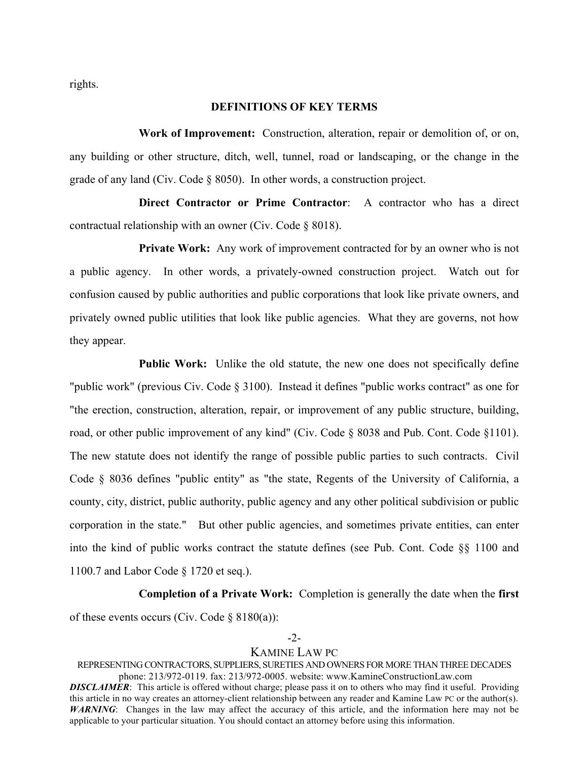rights.

## DEFINITIONS OF KEY TERMS

**Work of Improvement:** Construction, alteration, repair or demolition of, or on, any building or other structure, ditch, well, tunnel, road or landscaping, or the change in the grade of any land (Civ. Code § 8050). In other words, a construction project.

**Direct Contractor or Prime Contractor**: A contractor who has a direct contractual relationship with an owner (Civ. Code § 8018).

**Private Work:** Any work of improvement contracted for by an owner who is not a public agency. In other words, a privately-owned construction project. Watch out for confusion caused by public authorities and public corporations that look like private owners, and privately owned public utilities that look like public agencies. What they are governs, not how they appear.

**Public Work:** Unlike the old statute, the new one does not specifically define "public work" (previous Civ. Code § 3100). Instead it defines "public works contract" as one for "the erection, construction, alteration, repair, or improvement of any public structure, building, road, or other public improvement of any kind" (Civ. Code § 8038 and Pub. Cont. Code §1101). The new statute does not identify the range of possible public parties to such contracts. Civil Code § 8036 defines "public entity" as "the state, Regents of the University of California, a county, city, district, public authority, public agency and any other political subdivision or public corporation in the state." But other public agencies, and sometimes private entities, can enter into the kind of public works contract the statute defines (see Pub. Cont. Code §§ 1100 and 1100.7 and Labor Code § 1720 et seq.).

**Completion of a Private Work:** Completion is generally the date when the **first** of these events occurs (Civ. Code § 8180(a)):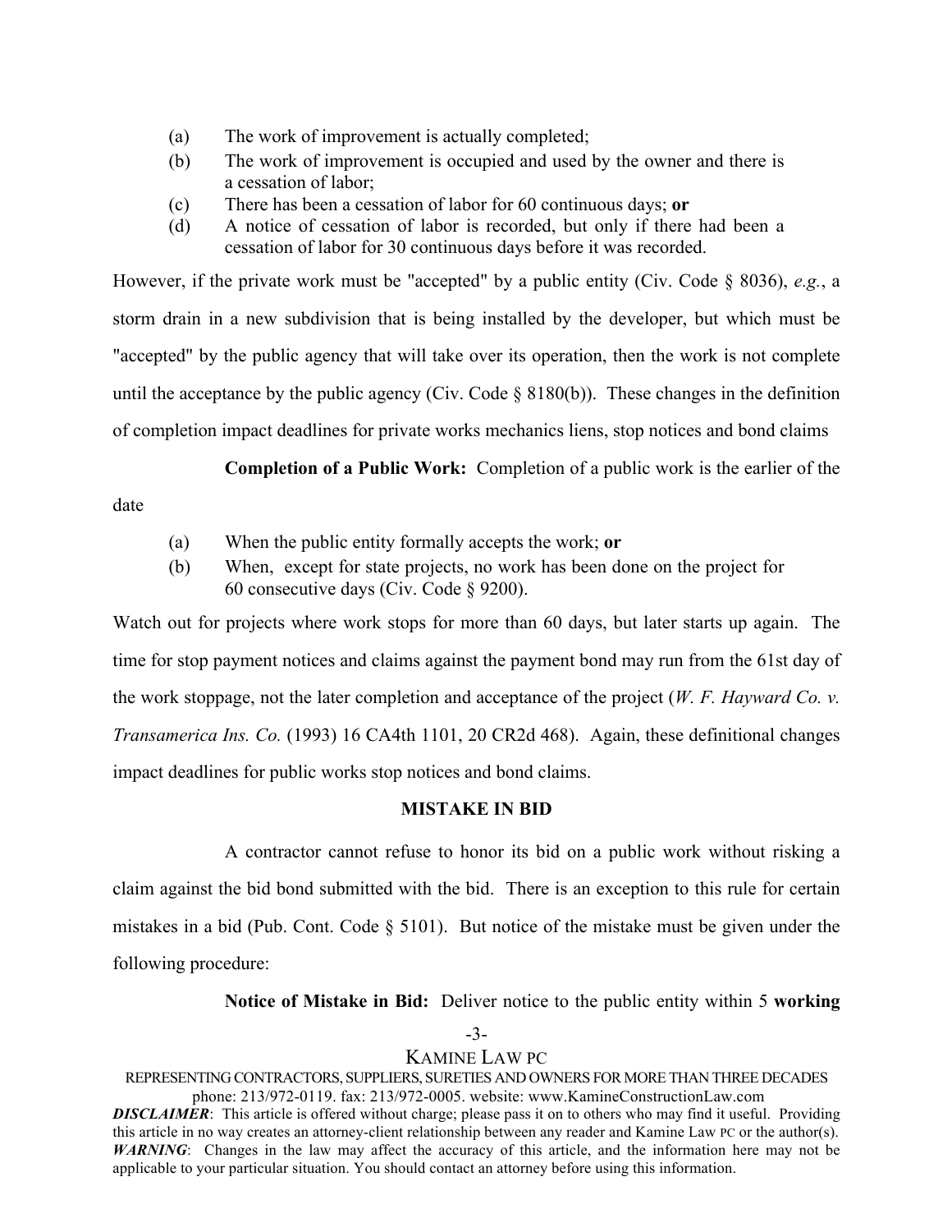(a) The work of improvement is actually completed;
(b) The work of improvement is occupied and used by the owner and there is a cessation of labor;
(c) There has been a cessation of labor for 60 continuous days; **or**
(d) A notice of cessation of labor is recorded, but only if there had been a cessation of labor for 30 continuous days before it was recorded.

However, if the private work must be "accepted" by a public entity (Civ. Code § 8036), *e.g.*, a storm drain in a new subdivision that is being installed by the developer, but which must be "accepted" by the public agency that will take over its operation, then the work is not complete until the acceptance by the public agency (Civ. Code § 8180(b)). These changes in the definition of completion impact deadlines for private works mechanics liens, stop notices and bond claims

**Completion of a Public Work:** Completion of a public work is the earlier of the date

(a) When the public entity formally accepts the work; **or**
(b) When, except for state projects, no work has been done on the project for 60 consecutive days (Civ. Code § 9200).

Watch out for projects where work stops for more than 60 days, but later starts up again. The time for stop payment notices and claims against the payment bond may run from the 61st day of the work stoppage, not the later completion and acceptance of the project (*W. F. Hayward Co. v. Transamerica Ins. Co.* (1993) 16 CA4th 1101, 20 CR2d 468). Again, these definitional changes impact deadlines for public works stop notices and bond claims.

## MISTAKE IN BID

A contractor cannot refuse to honor its bid on a public work without risking a claim against the bid bond submitted with the bid. There is an exception to this rule for certain mistakes in a bid (Pub. Cont. Code § 5101). But notice of the mistake must be given under the following procedure:

**Notice of Mistake in Bid:** Deliver notice to the public entity within 5 **working**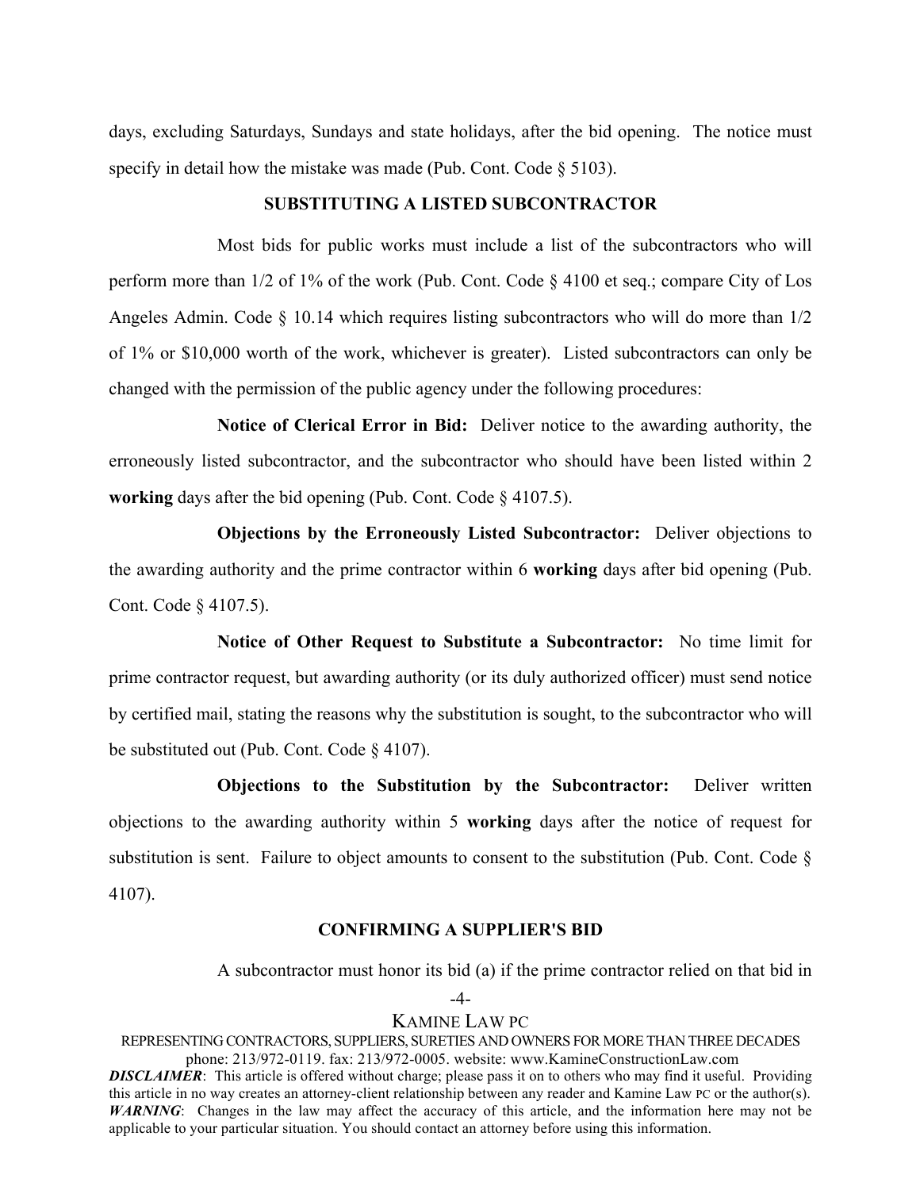days, excluding Saturdays, Sundays and state holidays, after the bid opening. The notice must specify in detail how the mistake was made (Pub. Cont. Code § 5103).

## SUBSTITUTING A LISTED SUBCONTRACTOR

Most bids for public works must include a list of the subcontractors who will perform more than 1/2 of 1% of the work (Pub. Cont. Code § 4100 et seq.; compare City of Los Angeles Admin. Code § 10.14 which requires listing subcontractors who will do more than 1/2 of 1% or $10,000 worth of the work, whichever is greater). Listed subcontractors can only be changed with the permission of the public agency under the following procedures:

**Notice of Clerical Error in Bid:** Deliver notice to the awarding authority, the erroneously listed subcontractor, and the subcontractor who should have been listed within 2 **working** days after the bid opening (Pub. Cont. Code § 4107.5).

**Objections by the Erroneously Listed Subcontractor:** Deliver objections to the awarding authority and the prime contractor within 6 **working** days after bid opening (Pub. Cont. Code § 4107.5).

**Notice of Other Request to Substitute a Subcontractor:** No time limit for prime contractor request, but awarding authority (or its duly authorized officer) must send notice by certified mail, stating the reasons why the substitution is sought, to the subcontractor who will be substituted out (Pub. Cont. Code § 4107).

**Objections to the Substitution by the Subcontractor:** Deliver written objections to the awarding authority within 5 **working** days after the notice of request for substitution is sent. Failure to object amounts to consent to the substitution (Pub. Cont. Code § 4107).

## CONFIRMING A SUPPLIER'S BID

A subcontractor must honor its bid (a) if the prime contractor relied on that bid in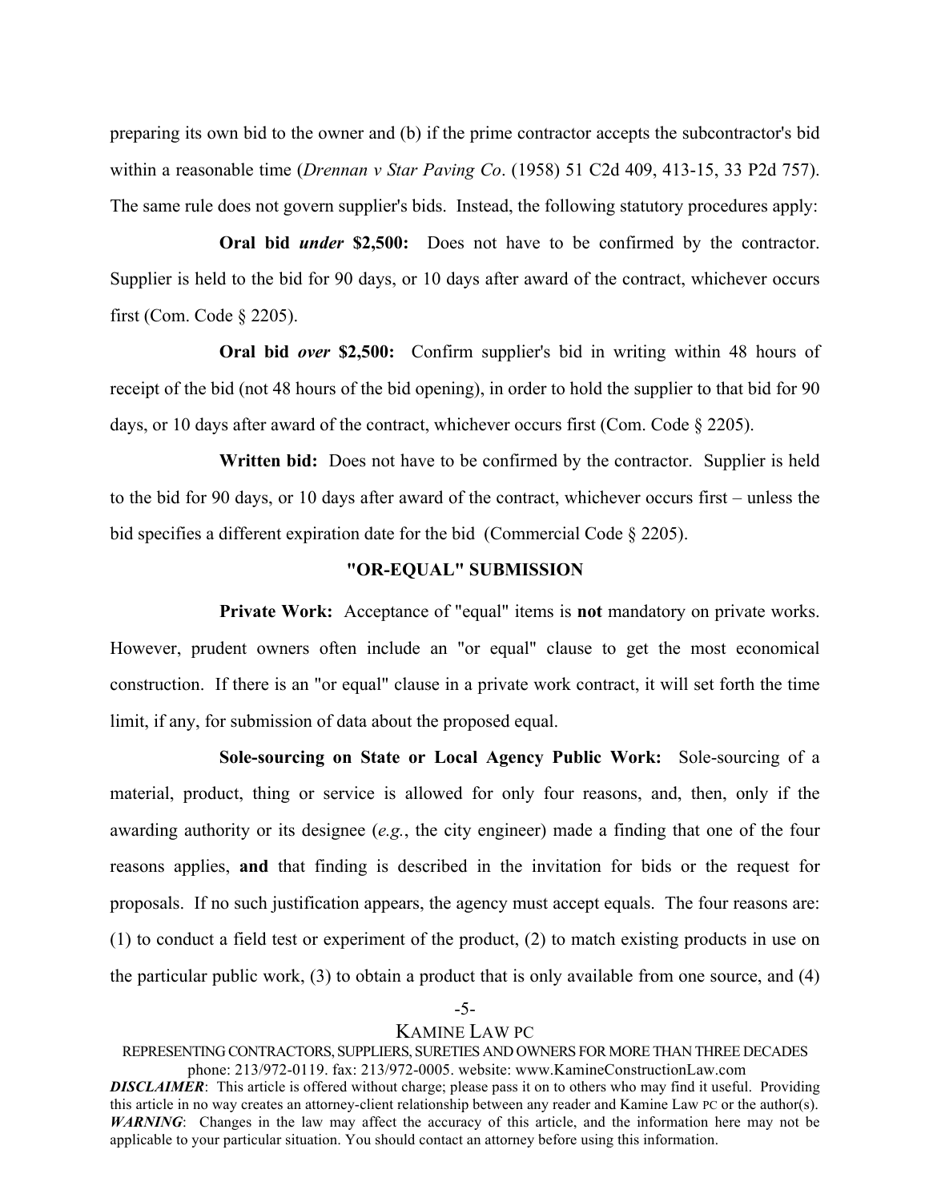preparing its own bid to the owner and (b) if the prime contractor accepts the subcontractor's bid within a reasonable time (*Drennan v Star Paving Co*. (1958) 51 C2d 409, 413-15, 33 P2d 757). The same rule does not govern supplier's bids. Instead, the following statutory procedures apply:

**Oral bid *under* $2,500:** Does not have to be confirmed by the contractor. Supplier is held to the bid for 90 days, or 10 days after award of the contract, whichever occurs first (Com. Code § 2205).

**Oral bid *over* $2,500:** Confirm supplier's bid in writing within 48 hours of receipt of the bid (not 48 hours of the bid opening), in order to hold the supplier to that bid for 90 days, or 10 days after award of the contract, whichever occurs first (Com. Code § 2205).

**Written bid:** Does not have to be confirmed by the contractor. Supplier is held to the bid for 90 days, or 10 days after award of the contract, whichever occurs first – unless the bid specifies a different expiration date for the bid (Commercial Code § 2205).

## "OR-EQUAL" SUBMISSION

**Private Work:** Acceptance of "equal" items is **not** mandatory on private works. However, prudent owners often include an "or equal" clause to get the most economical construction. If there is an "or equal" clause in a private work contract, it will set forth the time limit, if any, for submission of data about the proposed equal.

**Sole-sourcing on State or Local Agency Public Work:** Sole-sourcing of a material, product, thing or service is allowed for only four reasons, and, then, only if the awarding authority or its designee (*e.g.*, the city engineer) made a finding that one of the four reasons applies, **and** that finding is described in the invitation for bids or the request for proposals. If no such justification appears, the agency must accept equals. The four reasons are: (1) to conduct a field test or experiment of the product, (2) to match existing products in use on the particular public work, (3) to obtain a product that is only available from one source, and (4)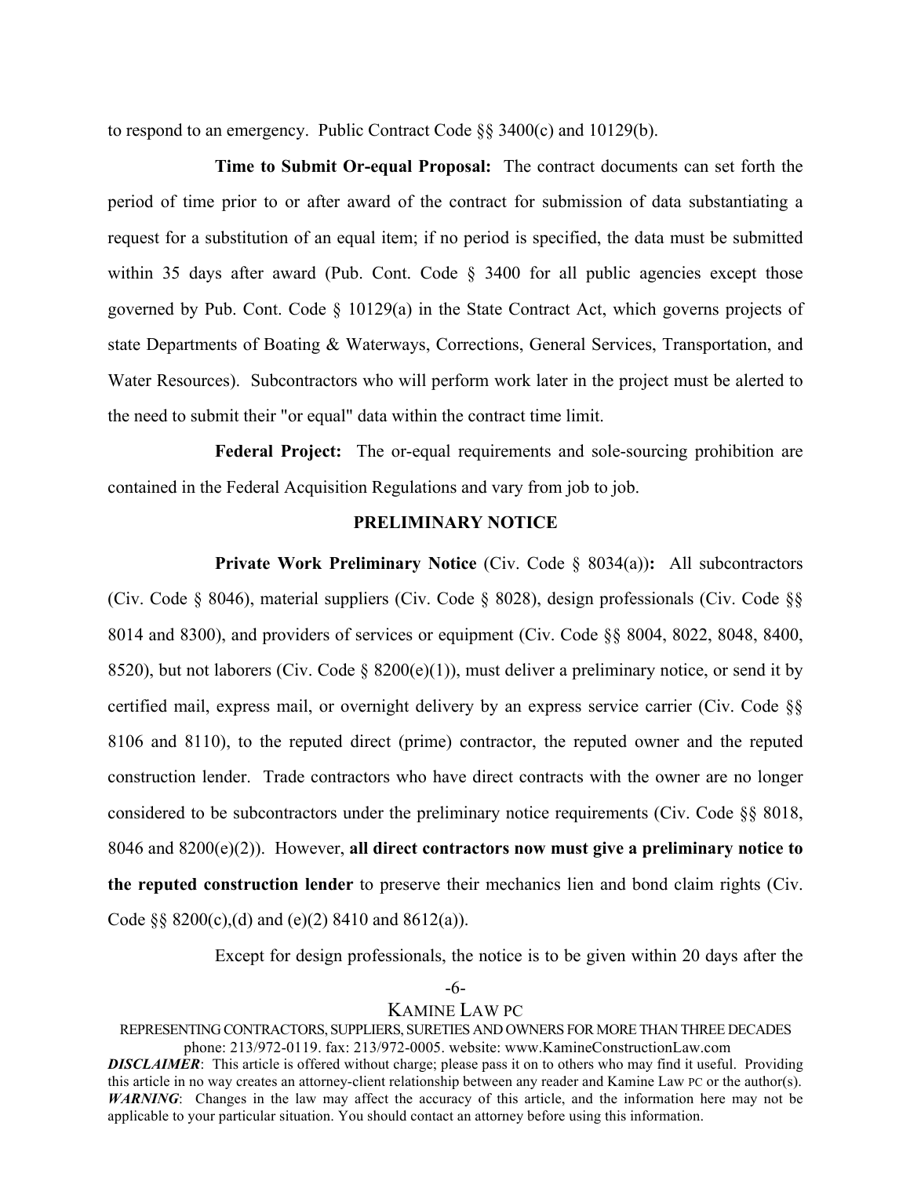to respond to an emergency. Public Contract Code §§ 3400(c) and 10129(b).

**Time to Submit Or-equal Proposal:** The contract documents can set forth the period of time prior to or after award of the contract for submission of data substantiating a request for a substitution of an equal item; if no period is specified, the data must be submitted within 35 days after award (Pub. Cont. Code § 3400 for all public agencies except those governed by Pub. Cont. Code § 10129(a) in the State Contract Act, which governs projects of state Departments of Boating & Waterways, Corrections, General Services, Transportation, and Water Resources). Subcontractors who will perform work later in the project must be alerted to the need to submit their "or equal" data within the contract time limit.

**Federal Project:** The or-equal requirements and sole-sourcing prohibition are contained in the Federal Acquisition Regulations and vary from job to job.

## PRELIMINARY NOTICE

**Private Work Preliminary Notice** (Civ. Code § 8034(a))**:** All subcontractors (Civ. Code § 8046), material suppliers (Civ. Code § 8028), design professionals (Civ. Code §§ 8014 and 8300), and providers of services or equipment (Civ. Code §§ 8004, 8022, 8048, 8400, 8520), but not laborers (Civ. Code § 8200(e)(1)), must deliver a preliminary notice, or send it by certified mail, express mail, or overnight delivery by an express service carrier (Civ. Code §§ 8106 and 8110), to the reputed direct (prime) contractor, the reputed owner and the reputed construction lender. Trade contractors who have direct contracts with the owner are no longer considered to be subcontractors under the preliminary notice requirements (Civ. Code §§ 8018, 8046 and 8200(e)(2)). However, **all direct contractors now must give a preliminary notice to the reputed construction lender** to preserve their mechanics lien and bond claim rights (Civ. Code §§ 8200(c),(d) and (e)(2) 8410 and 8612(a)).

Except for design professionals, the notice is to be given within 20 days after the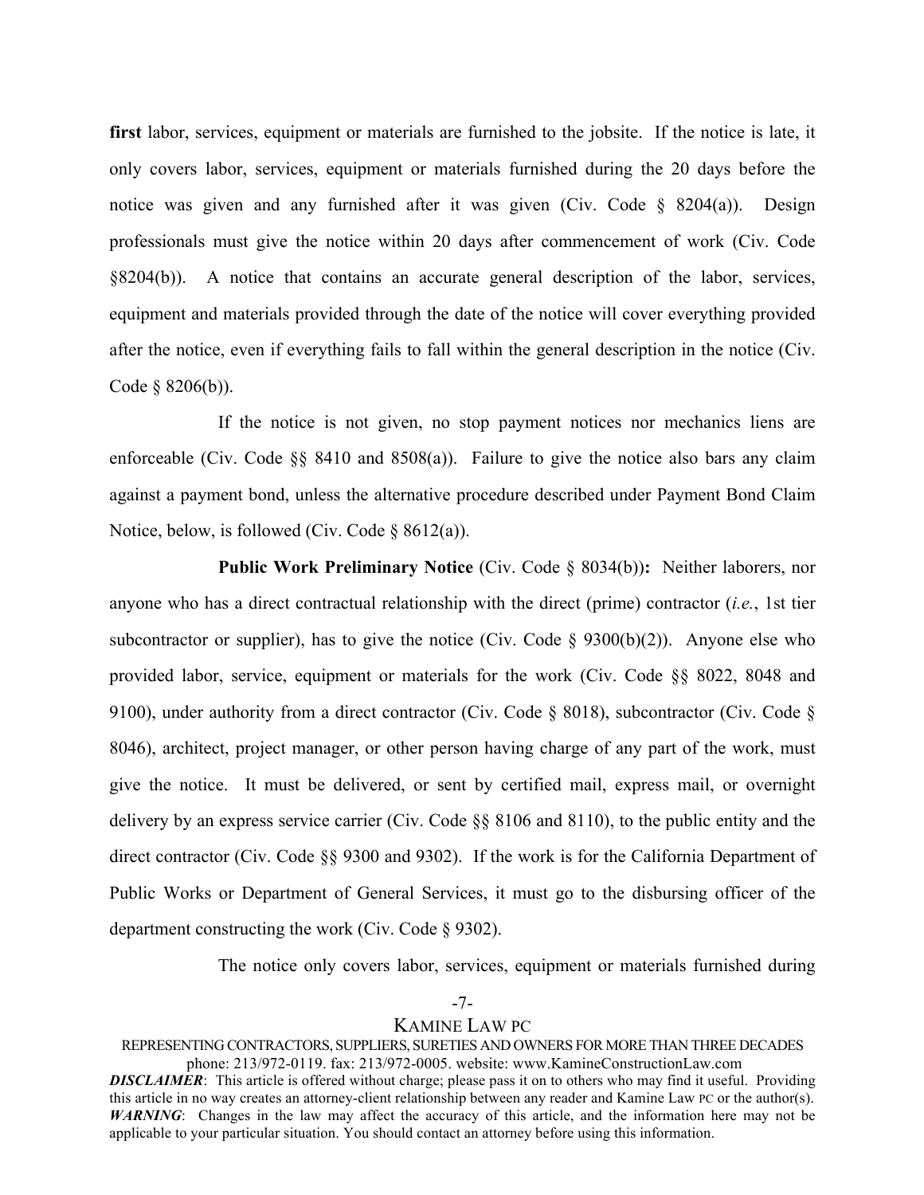**first** labor, services, equipment or materials are furnished to the jobsite. If the notice is late, it only covers labor, services, equipment or materials furnished during the 20 days before the notice was given and any furnished after it was given (Civ. Code § 8204(a)). Design professionals must give the notice within 20 days after commencement of work (Civ. Code §8204(b)). A notice that contains an accurate general description of the labor, services, equipment and materials provided through the date of the notice will cover everything provided after the notice, even if everything fails to fall within the general description in the notice (Civ. Code § 8206(b)).

If the notice is not given, no stop payment notices nor mechanics liens are enforceable (Civ. Code §§ 8410 and 8508(a)). Failure to give the notice also bars any claim against a payment bond, unless the alternative procedure described under Payment Bond Claim Notice, below, is followed (Civ. Code § 8612(a)).

**Public Work Preliminary Notice** (Civ. Code § 8034(b))**:** Neither laborers, nor anyone who has a direct contractual relationship with the direct (prime) contractor (*i.e.*, 1st tier subcontractor or supplier), has to give the notice (Civ. Code § 9300(b)(2)). Anyone else who provided labor, service, equipment or materials for the work (Civ. Code §§ 8022, 8048 and 9100), under authority from a direct contractor (Civ. Code § 8018), subcontractor (Civ. Code § 8046), architect, project manager, or other person having charge of any part of the work, must give the notice. It must be delivered, or sent by certified mail, express mail, or overnight delivery by an express service carrier (Civ. Code §§ 8106 and 8110), to the public entity and the direct contractor (Civ. Code §§ 9300 and 9302). If the work is for the California Department of Public Works or Department of General Services, it must go to the disbursing officer of the department constructing the work (Civ. Code § 9302).

The notice only covers labor, services, equipment or materials furnished during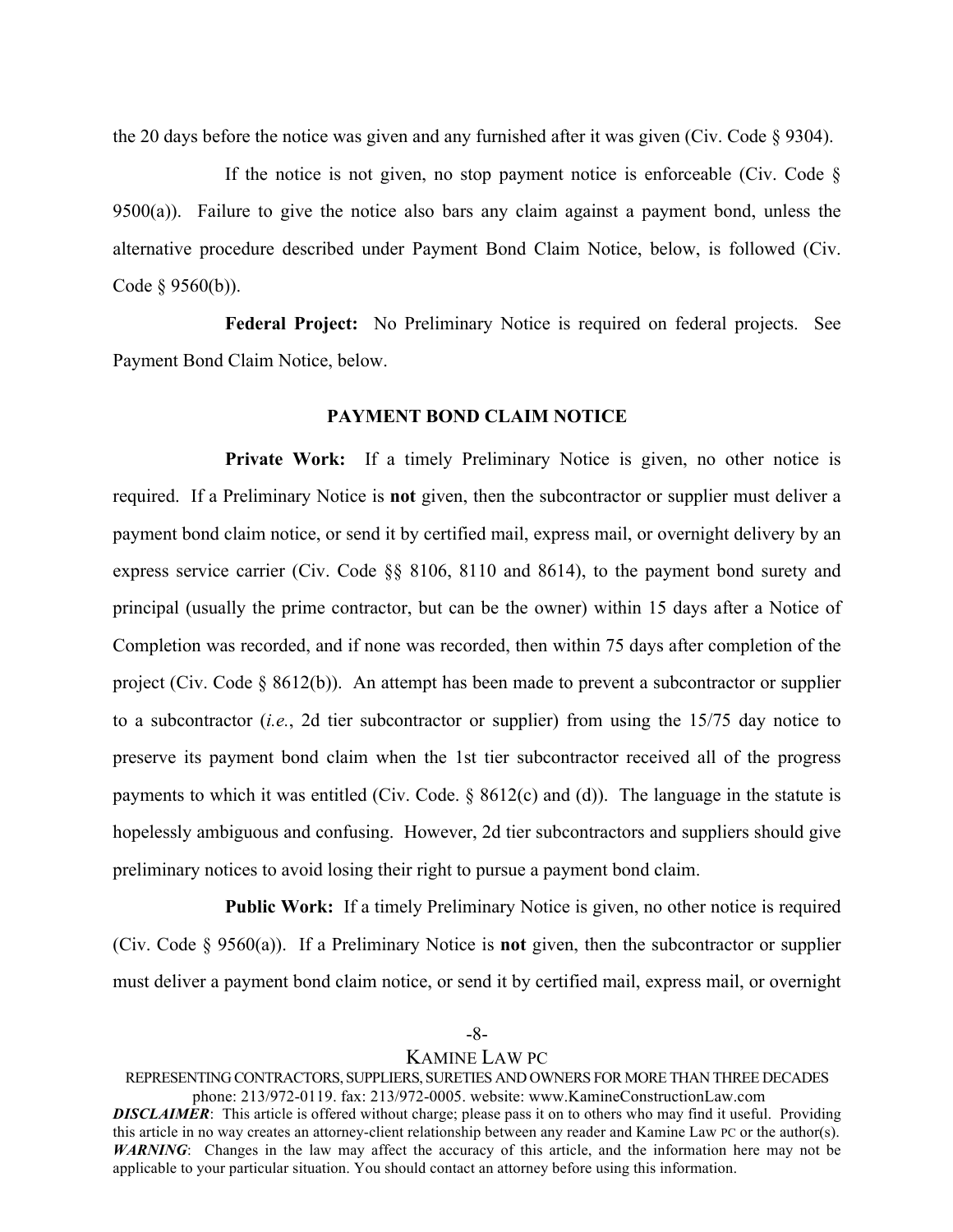the 20 days before the notice was given and any furnished after it was given (Civ. Code § 9304).

If the notice is not given, no stop payment notice is enforceable (Civ. Code § 9500(a)). Failure to give the notice also bars any claim against a payment bond, unless the alternative procedure described under Payment Bond Claim Notice, below, is followed (Civ. Code § 9560(b)).

**Federal Project:** No Preliminary Notice is required on federal projects. See Payment Bond Claim Notice, below.

## PAYMENT BOND CLAIM NOTICE

**Private Work:** If a timely Preliminary Notice is given, no other notice is required. If a Preliminary Notice is **not** given, then the subcontractor or supplier must deliver a payment bond claim notice, or send it by certified mail, express mail, or overnight delivery by an express service carrier (Civ. Code §§ 8106, 8110 and 8614), to the payment bond surety and principal (usually the prime contractor, but can be the owner) within 15 days after a Notice of Completion was recorded, and if none was recorded, then within 75 days after completion of the project (Civ. Code § 8612(b)). An attempt has been made to prevent a subcontractor or supplier to a subcontractor (*i.e.*, 2d tier subcontractor or supplier) from using the 15/75 day notice to preserve its payment bond claim when the 1st tier subcontractor received all of the progress payments to which it was entitled (Civ. Code. § 8612(c) and (d)). The language in the statute is hopelessly ambiguous and confusing. However, 2d tier subcontractors and suppliers should give preliminary notices to avoid losing their right to pursue a payment bond claim.

**Public Work:** If a timely Preliminary Notice is given, no other notice is required (Civ. Code § 9560(a)). If a Preliminary Notice is **not** given, then the subcontractor or supplier must deliver a payment bond claim notice, or send it by certified mail, express mail, or overnight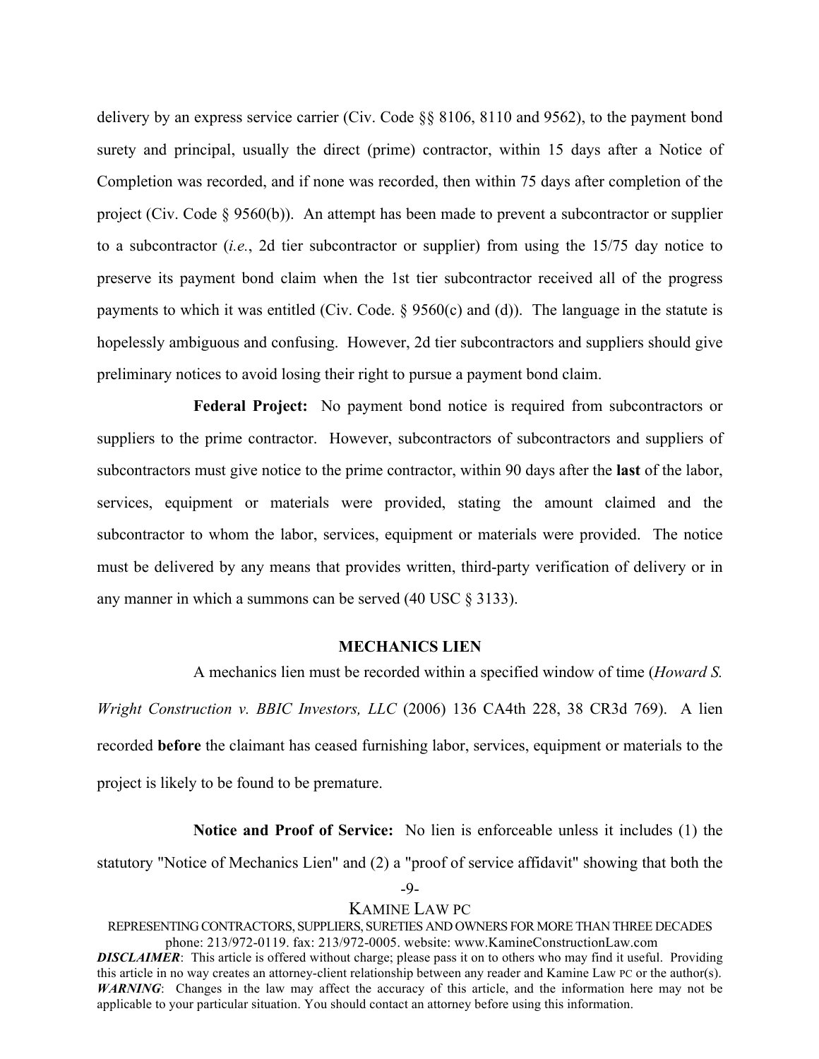delivery by an express service carrier (Civ. Code §§ 8106, 8110 and 9562), to the payment bond surety and principal, usually the direct (prime) contractor, within 15 days after a Notice of Completion was recorded, and if none was recorded, then within 75 days after completion of the project (Civ. Code § 9560(b)). An attempt has been made to prevent a subcontractor or supplier to a subcontractor (*i.e.*, 2d tier subcontractor or supplier) from using the 15/75 day notice to preserve its payment bond claim when the 1st tier subcontractor received all of the progress payments to which it was entitled (Civ. Code. § 9560(c) and (d)). The language in the statute is hopelessly ambiguous and confusing. However, 2d tier subcontractors and suppliers should give preliminary notices to avoid losing their right to pursue a payment bond claim.

**Federal Project:** No payment bond notice is required from subcontractors or suppliers to the prime contractor. However, subcontractors of subcontractors and suppliers of subcontractors must give notice to the prime contractor, within 90 days after the **last** of the labor, services, equipment or materials were provided, stating the amount claimed and the subcontractor to whom the labor, services, equipment or materials were provided. The notice must be delivered by any means that provides written, third-party verification of delivery or in any manner in which a summons can be served (40 USC § 3133).

## MECHANICS LIEN

A mechanics lien must be recorded within a specified window of time (*Howard S. Wright Construction v. BBIC Investors, LLC* (2006) 136 CA4th 228, 38 CR3d 769). A lien recorded **before** the claimant has ceased furnishing labor, services, equipment or materials to the project is likely to be found to be premature.

**Notice and Proof of Service:** No lien is enforceable unless it includes (1) the statutory "Notice of Mechanics Lien" and (2) a "proof of service affidavit" showing that both the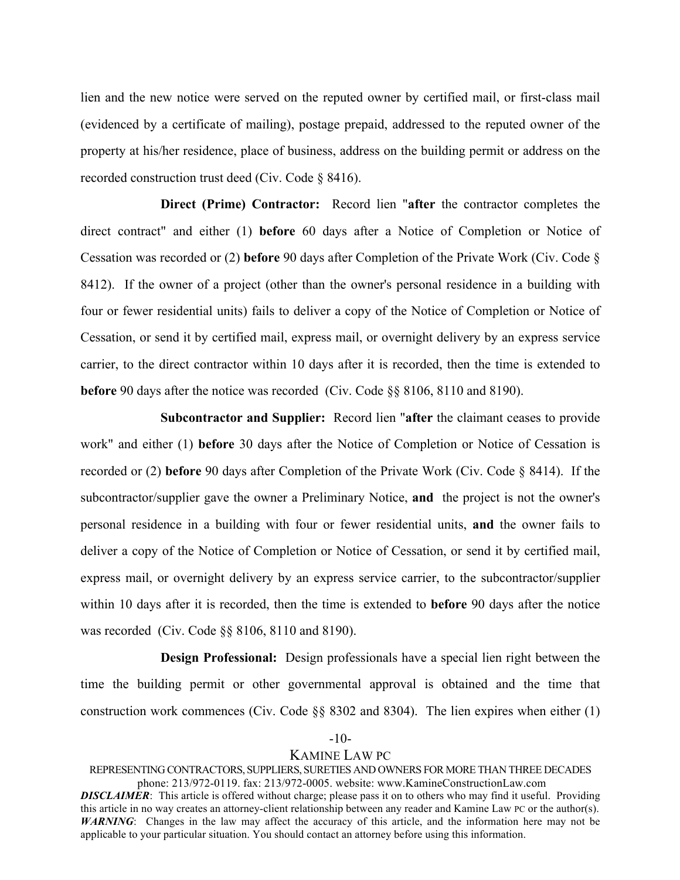lien and the new notice were served on the reputed owner by certified mail, or first-class mail (evidenced by a certificate of mailing), postage prepaid, addressed to the reputed owner of the property at his/her residence, place of business, address on the building permit or address on the recorded construction trust deed (Civ. Code § 8416).

**Direct (Prime) Contractor:** Record lien "**after** the contractor completes the direct contract" and either (1) **before** 60 days after a Notice of Completion or Notice of Cessation was recorded or (2) **before** 90 days after Completion of the Private Work (Civ. Code § 8412). If the owner of a project (other than the owner's personal residence in a building with four or fewer residential units) fails to deliver a copy of the Notice of Completion or Notice of Cessation, or send it by certified mail, express mail, or overnight delivery by an express service carrier, to the direct contractor within 10 days after it is recorded, then the time is extended to **before** 90 days after the notice was recorded (Civ. Code §§ 8106, 8110 and 8190).

**Subcontractor and Supplier:** Record lien "**after** the claimant ceases to provide work" and either (1) **before** 30 days after the Notice of Completion or Notice of Cessation is recorded or (2) **before** 90 days after Completion of the Private Work (Civ. Code § 8414). If the subcontractor/supplier gave the owner a Preliminary Notice, **and** the project is not the owner's personal residence in a building with four or fewer residential units, **and** the owner fails to deliver a copy of the Notice of Completion or Notice of Cessation, or send it by certified mail, express mail, or overnight delivery by an express service carrier, to the subcontractor/supplier within 10 days after it is recorded, then the time is extended to **before** 90 days after the notice was recorded (Civ. Code §§ 8106, 8110 and 8190).

**Design Professional:** Design professionals have a special lien right between the time the building permit or other governmental approval is obtained and the time that construction work commences (Civ. Code §§ 8302 and 8304). The lien expires when either (1)

KAMINE LAW PC

REPRESENTING CONTRACTORS, SUPPLIERS, SURETIES AND OWNERS FOR MORE THAN THREE DECADES
phone: 213/972-0119. fax: 213/972-0005. website: www.KamineConstructionLaw.com

***DISCLAIMER***: This article is offered without charge; please pass it on to others who may find it useful. Providing this article in no way creates an attorney-client relationship between any reader and Kamine Law PC or the author(s). ***WARNING***: Changes in the law may affect the accuracy of this article, and the information here may not be applicable to your particular situation. You should contact an attorney before using this information.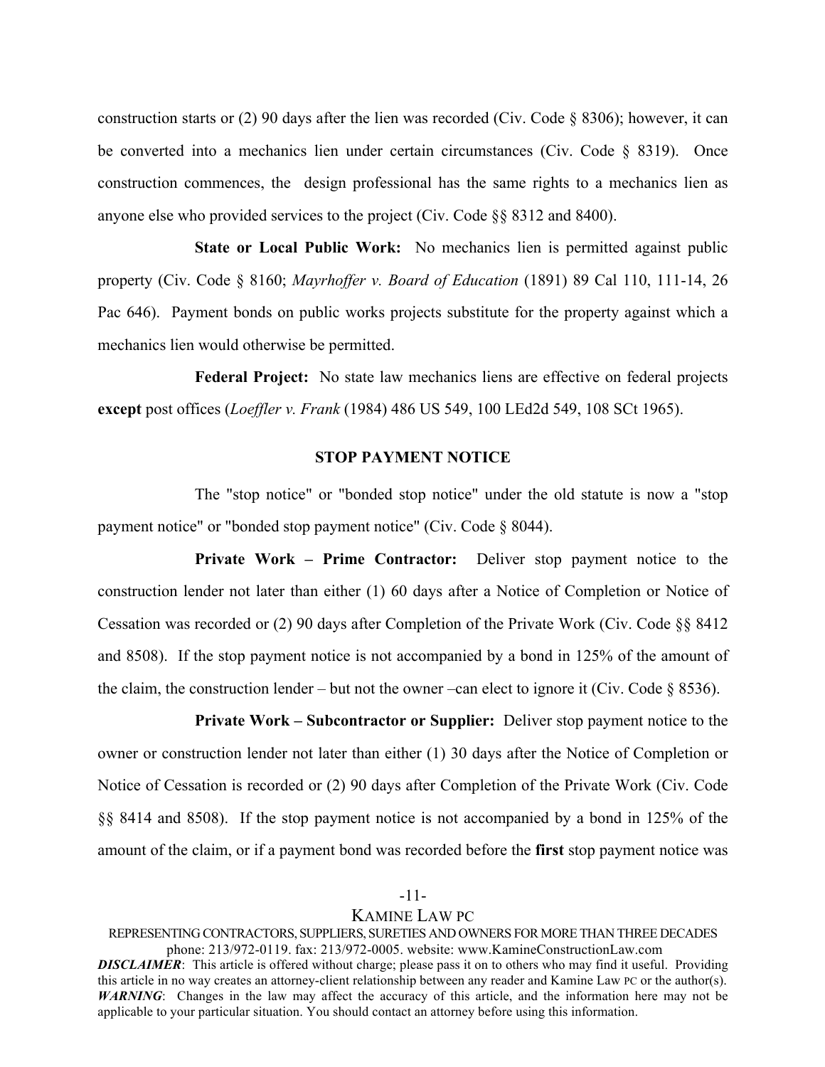construction starts or (2) 90 days after the lien was recorded (Civ. Code § 8306); however, it can be converted into a mechanics lien under certain circumstances (Civ. Code § 8319). Once construction commences, the design professional has the same rights to a mechanics lien as anyone else who provided services to the project (Civ. Code §§ 8312 and 8400).

**State or Local Public Work:** No mechanics lien is permitted against public property (Civ. Code § 8160; *Mayrhoffer v. Board of Education* (1891) 89 Cal 110, 111-14, 26 Pac 646). Payment bonds on public works projects substitute for the property against which a mechanics lien would otherwise be permitted.

**Federal Project:** No state law mechanics liens are effective on federal projects **except** post offices (*Loeffler v. Frank* (1984) 486 US 549, 100 LEd2d 549, 108 SCt 1965).

## STOP PAYMENT NOTICE

The "stop notice" or "bonded stop notice" under the old statute is now a "stop payment notice" or "bonded stop payment notice" (Civ. Code § 8044).

**Private Work – Prime Contractor:** Deliver stop payment notice to the construction lender not later than either (1) 60 days after a Notice of Completion or Notice of Cessation was recorded or (2) 90 days after Completion of the Private Work (Civ. Code §§ 8412 and 8508). If the stop payment notice is not accompanied by a bond in 125% of the amount of the claim, the construction lender – but not the owner –can elect to ignore it (Civ. Code § 8536).

**Private Work – Subcontractor or Supplier:** Deliver stop payment notice to the owner or construction lender not later than either (1) 30 days after the Notice of Completion or Notice of Cessation is recorded or (2) 90 days after Completion of the Private Work (Civ. Code §§ 8414 and 8508). If the stop payment notice is not accompanied by a bond in 125% of the amount of the claim, or if a payment bond was recorded before the **first** stop payment notice was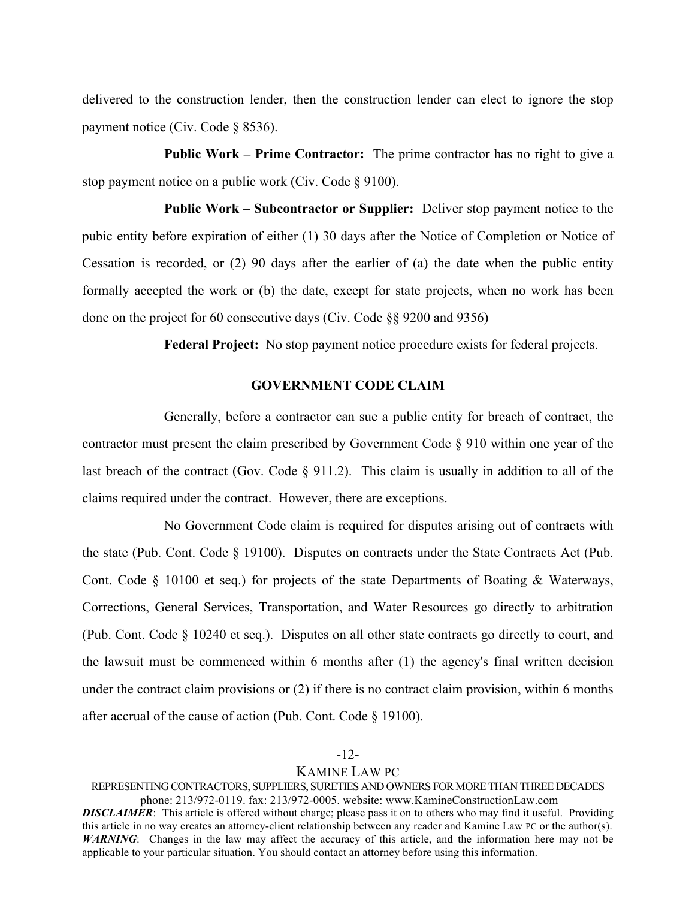delivered to the construction lender, then the construction lender can elect to ignore the stop payment notice (Civ. Code § 8536).

**Public Work – Prime Contractor:** The prime contractor has no right to give a stop payment notice on a public work (Civ. Code § 9100).

**Public Work – Subcontractor or Supplier:** Deliver stop payment notice to the pubic entity before expiration of either (1) 30 days after the Notice of Completion or Notice of Cessation is recorded, or (2) 90 days after the earlier of (a) the date when the public entity formally accepted the work or (b) the date, except for state projects, when no work has been done on the project for 60 consecutive days (Civ. Code §§ 9200 and 9356)

**Federal Project:** No stop payment notice procedure exists for federal projects.

## GOVERNMENT CODE CLAIM

Generally, before a contractor can sue a public entity for breach of contract, the contractor must present the claim prescribed by Government Code § 910 within one year of the last breach of the contract (Gov. Code § 911.2). This claim is usually in addition to all of the claims required under the contract. However, there are exceptions.

No Government Code claim is required for disputes arising out of contracts with the state (Pub. Cont. Code § 19100). Disputes on contracts under the State Contracts Act (Pub. Cont. Code § 10100 et seq.) for projects of the state Departments of Boating & Waterways, Corrections, General Services, Transportation, and Water Resources go directly to arbitration (Pub. Cont. Code § 10240 et seq.). Disputes on all other state contracts go directly to court, and the lawsuit must be commenced within 6 months after (1) the agency's final written decision under the contract claim provisions or (2) if there is no contract claim provision, within 6 months after accrual of the cause of action (Pub. Cont. Code § 19100).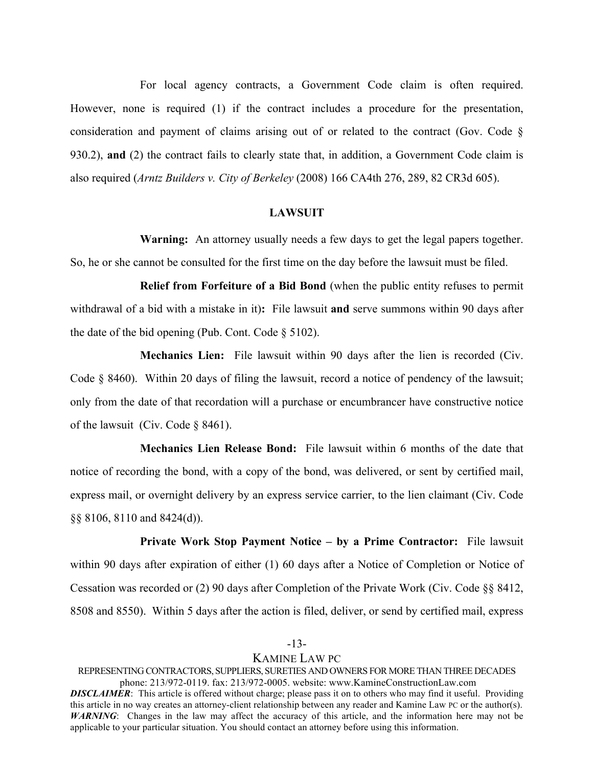For local agency contracts, a Government Code claim is often required. However, none is required (1) if the contract includes a procedure for the presentation, consideration and payment of claims arising out of or related to the contract (Gov. Code § 930.2), **and** (2) the contract fails to clearly state that, in addition, a Government Code claim is also required (*Arntz Builders v. City of Berkeley* (2008) 166 CA4th 276, 289, 82 CR3d 605).

## LAWSUIT

**Warning:** An attorney usually needs a few days to get the legal papers together. So, he or she cannot be consulted for the first time on the day before the lawsuit must be filed.

**Relief from Forfeiture of a Bid Bond** (when the public entity refuses to permit withdrawal of a bid with a mistake in it)**:** File lawsuit **and** serve summons within 90 days after the date of the bid opening (Pub. Cont. Code § 5102).

**Mechanics Lien:** File lawsuit within 90 days after the lien is recorded (Civ. Code § 8460). Within 20 days of filing the lawsuit, record a notice of pendency of the lawsuit; only from the date of that recordation will a purchase or encumbrancer have constructive notice of the lawsuit (Civ. Code § 8461).

**Mechanics Lien Release Bond:** File lawsuit within 6 months of the date that notice of recording the bond, with a copy of the bond, was delivered, or sent by certified mail, express mail, or overnight delivery by an express service carrier, to the lien claimant (Civ. Code §§ 8106, 8110 and 8424(d)).

**Private Work Stop Payment Notice – by a Prime Contractor:** File lawsuit within 90 days after expiration of either (1) 60 days after a Notice of Completion or Notice of Cessation was recorded or (2) 90 days after Completion of the Private Work (Civ. Code §§ 8412, 8508 and 8550). Within 5 days after the action is filed, deliver, or send by certified mail, express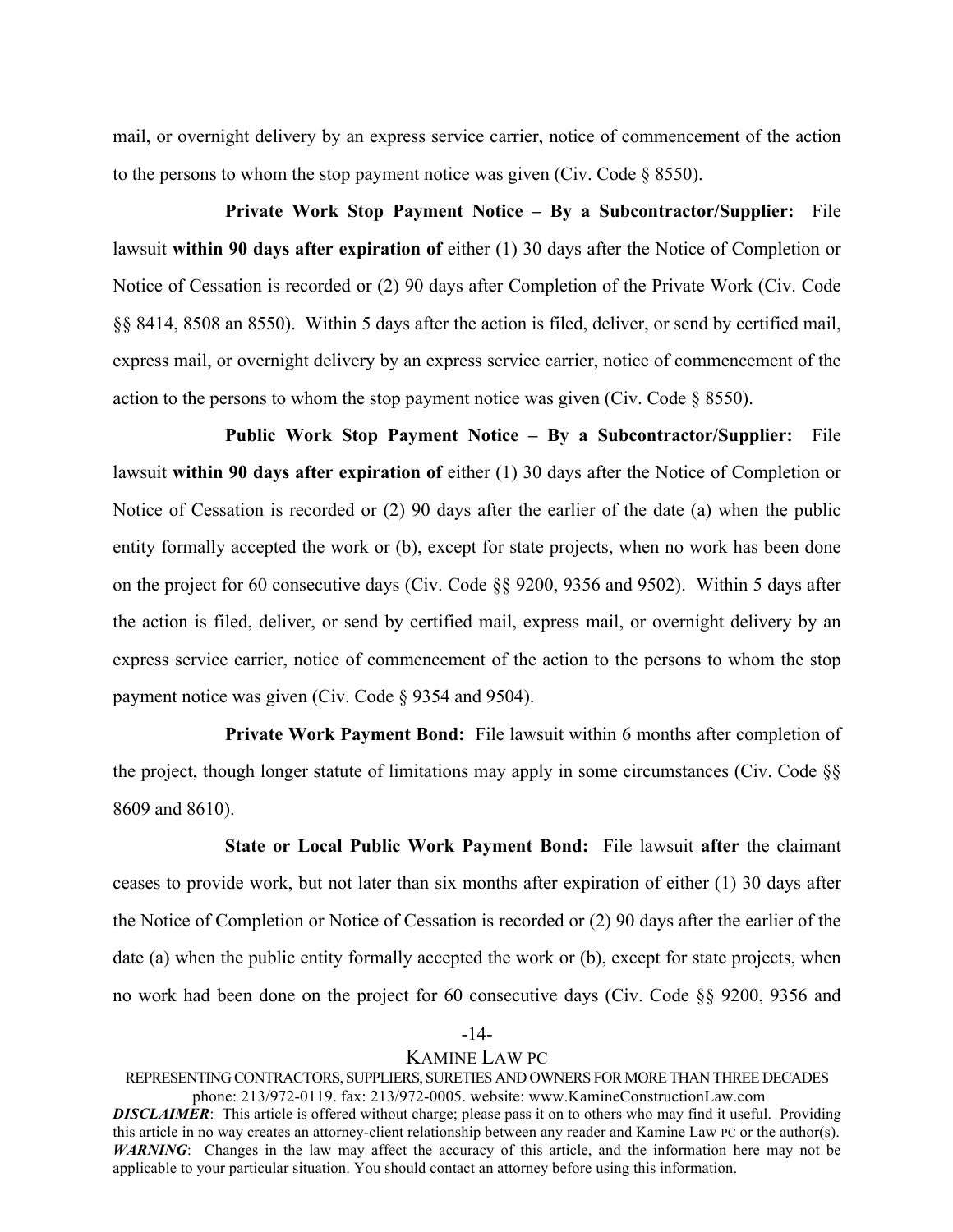mail, or overnight delivery by an express service carrier, notice of commencement of the action to the persons to whom the stop payment notice was given (Civ. Code § 8550).

**Private Work Stop Payment Notice – By a Subcontractor/Supplier:** File lawsuit **within 90 days after expiration of** either (1) 30 days after the Notice of Completion or Notice of Cessation is recorded or (2) 90 days after Completion of the Private Work (Civ. Code §§ 8414, 8508 an 8550). Within 5 days after the action is filed, deliver, or send by certified mail, express mail, or overnight delivery by an express service carrier, notice of commencement of the action to the persons to whom the stop payment notice was given (Civ. Code § 8550).

**Public Work Stop Payment Notice – By a Subcontractor/Supplier:** File lawsuit **within 90 days after expiration of** either (1) 30 days after the Notice of Completion or Notice of Cessation is recorded or (2) 90 days after the earlier of the date (a) when the public entity formally accepted the work or (b), except for state projects, when no work has been done on the project for 60 consecutive days (Civ. Code §§ 9200, 9356 and 9502). Within 5 days after the action is filed, deliver, or send by certified mail, express mail, or overnight delivery by an express service carrier, notice of commencement of the action to the persons to whom the stop payment notice was given (Civ. Code § 9354 and 9504).

**Private Work Payment Bond:** File lawsuit within 6 months after completion of the project, though longer statute of limitations may apply in some circumstances (Civ. Code §§ 8609 and 8610).

**State or Local Public Work Payment Bond:** File lawsuit **after** the claimant ceases to provide work, but not later than six months after expiration of either (1) 30 days after the Notice of Completion or Notice of Cessation is recorded or (2) 90 days after the earlier of the date (a) when the public entity formally accepted the work or (b), except for state projects, when no work had been done on the project for 60 consecutive days (Civ. Code §§ 9200, 9356 and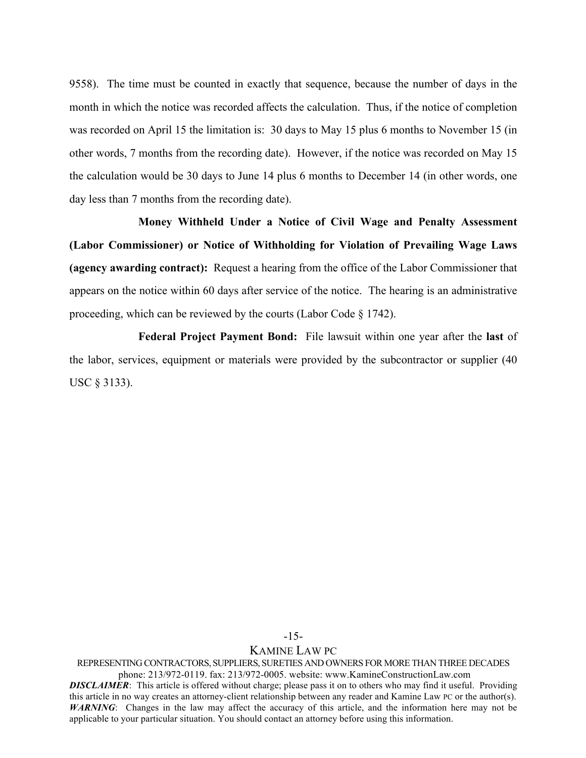9558). The time must be counted in exactly that sequence, because the number of days in the month in which the notice was recorded affects the calculation. Thus, if the notice of completion was recorded on April 15 the limitation is: 30 days to May 15 plus 6 months to November 15 (in other words, 7 months from the recording date). However, if the notice was recorded on May 15 the calculation would be 30 days to June 14 plus 6 months to December 14 (in other words, one day less than 7 months from the recording date).

**Money Withheld Under a Notice of Civil Wage and Penalty Assessment (Labor Commissioner) or Notice of Withholding for Violation of Prevailing Wage Laws (agency awarding contract):** Request a hearing from the office of the Labor Commissioner that appears on the notice within 60 days after service of the notice. The hearing is an administrative proceeding, which can be reviewed by the courts (Labor Code § 1742).

**Federal Project Payment Bond:** File lawsuit within one year after the **last** of the labor, services, equipment or materials were provided by the subcontractor or supplier (40 USC § 3133).

KAMINE LAW PC

REPRESENTING CONTRACTORS, SUPPLIERS, SURETIES AND OWNERS FOR MORE THAN THREE DECADES

phone: 213/972-0119. fax: 213/972-0005. website: www.KamineConstructionLaw.com

***DISCLAIMER***: This article is offered without charge; please pass it on to others who may find it useful. Providing this article in no way creates an attorney-client relationship between any reader and Kamine Law PC or the author(s). ***WARNING***: Changes in the law may affect the accuracy of this article, and the information here may not be applicable to your particular situation. You should contact an attorney before using this information.